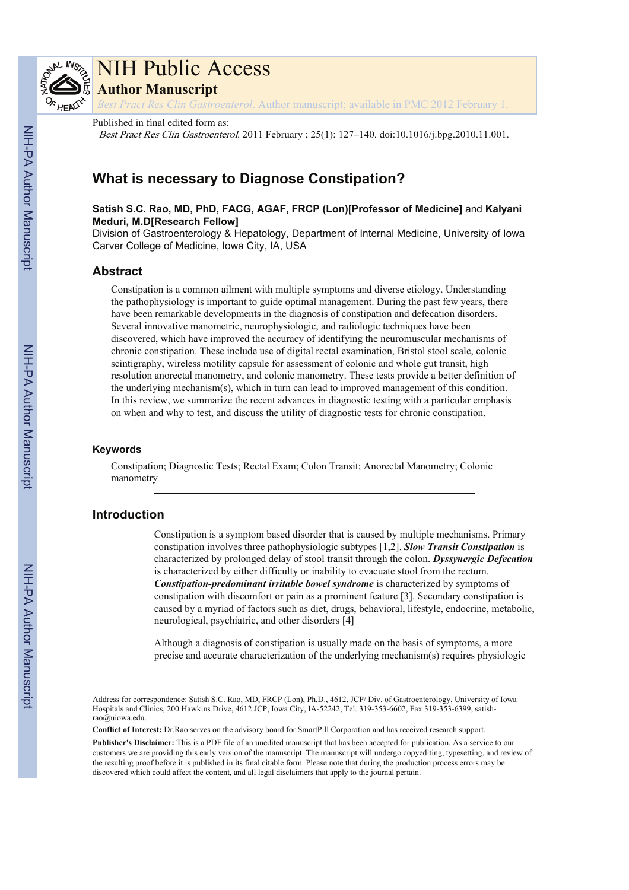# NIH Public Access

## Author Manuscript

*Best Pract Res Clin Gastroenterol*. Author manuscript; available in PMC 2012 February 1.

Published in final edited form as:

*Best Pract Res Clin Gastroenterol*. 2011 February ; 25(1): 127–140. doi:10.1016/j.bpg.2010.11.001.

# What is necessary to Diagnose Constipation?

**Satish S.C. Rao, MD, PhD, FACG, AGAF, FRCP (Lon)[Professor of Medicine]** and **Kalyani Meduri, M.D[Research Fellow]**

Division of Gastroenterology & Hepatology, Department of Internal Medicine, University of Iowa Carver College of Medicine, Iowa City, IA, USA

## Abstract

Constipation is a common ailment with multiple symptoms and diverse etiology. Understanding the pathophysiology is important to guide optimal management. During the past few years, there have been remarkable developments in the diagnosis of constipation and defecation disorders. Several innovative manometric, neurophysiologic, and radiologic techniques have been discovered, which have improved the accuracy of identifying the neuromuscular mechanisms of chronic constipation. These include use of digital rectal examination, Bristol stool scale, colonic scintigraphy, wireless motility capsule for assessment of colonic and whole gut transit, high resolution anorectal manometry, and colonic manometry. These tests provide a better definition of the underlying mechanism(s), which in turn can lead to improved management of this condition. In this review, we summarize the recent advances in diagnostic testing with a particular emphasis on when and why to test, and discuss the utility of diagnostic tests for chronic constipation.

### Keywords

Constipation; Diagnostic Tests; Rectal Exam; Colon Transit; Anorectal Manometry; Colonic manometry

## Introduction

Constipation is a symptom based disorder that is caused by multiple mechanisms. Primary constipation involves three pathophysiologic subtypes [1,2]. ***Slow Transit Constipation*** is characterized by prolonged delay of stool transit through the colon. ***Dyssynergic Defecation*** is characterized by either difficulty or inability to evacuate stool from the rectum. ***Constipation-predominant irritable bowel syndrome*** is characterized by symptoms of constipation with discomfort or pain as a prominent feature [3]. Secondary constipation is caused by a myriad of factors such as diet, drugs, behavioral, lifestyle, endocrine, metabolic, neurological, psychiatric, and other disorders [4]

Although a diagnosis of constipation is usually made on the basis of symptoms, a more precise and accurate characterization of the underlying mechanism(s) requires physiologic

---

Address for correspondence: Satish S.C. Rao, MD, FRCP (Lon), Ph.D., 4612, JCP/ Div. of Gastroenterology, University of Iowa Hospitals and Clinics, 200 Hawkins Drive, 4612 JCP, Iowa City, IA-52242, Tel. 319-353-6602, Fax 319-353-6399, satish-rao@uiowa.edu.

**Conflict of Interest:** Dr.Rao serves on the advisory board for SmartPill Corporation and has received research support.

**Publisher's Disclaimer:** This is a PDF file of an unedited manuscript that has been accepted for publication. As a service to our customers we are providing this early version of the manuscript. The manuscript will undergo copyediting, typesetting, and review of the resulting proof before it is published in its final citable form. Please note that during the production process errors may be discovered which could affect the content, and all legal disclaimers that apply to the journal pertain.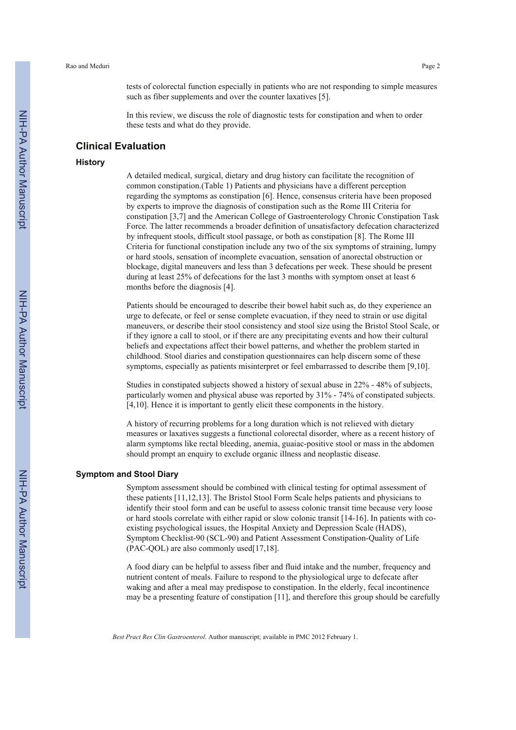tests of colorectal function especially in patients who are not responding to simple measures such as fiber supplements and over the counter laxatives [5].

In this review, we discuss the role of diagnostic tests for constipation and when to order these tests and what do they provide.

## Clinical Evaluation

### History

A detailed medical, surgical, dietary and drug history can facilitate the recognition of common constipation.(Table 1) Patients and physicians have a different perception regarding the symptoms as constipation [6]. Hence, consensus criteria have been proposed by experts to improve the diagnosis of constipation such as the Rome III Criteria for constipation [3,7] and the American College of Gastroenterology Chronic Constipation Task Force. The latter recommends a broader definition of unsatisfactory defecation characterized by infrequent stools, difficult stool passage, or both as constipation [8]. The Rome III Criteria for functional constipation include any two of the six symptoms of straining, lumpy or hard stools, sensation of incomplete evacuation, sensation of anorectal obstruction or blockage, digital maneuvers and less than 3 defecations per week. These should be present during at least 25% of defecations for the last 3 months with symptom onset at least 6 months before the diagnosis [4].

Patients should be encouraged to describe their bowel habit such as, do they experience an urge to defecate, or feel or sense complete evacuation, if they need to strain or use digital maneuvers, or describe their stool consistency and stool size using the Bristol Stool Scale, or if they ignore a call to stool, or if there are any precipitating events and how their cultural beliefs and expectations affect their bowel patterns, and whether the problem started in childhood. Stool diaries and constipation questionnaires can help discern some of these symptoms, especially as patients misinterpret or feel embarrassed to describe them [9,10].

Studies in constipated subjects showed a history of sexual abuse in 22% - 48% of subjects, particularly women and physical abuse was reported by 31% - 74% of constipated subjects. [4,10]. Hence it is important to gently elicit these components in the history.

A history of recurring problems for a long duration which is not relieved with dietary measures or laxatives suggests a functional colorectal disorder, where as a recent history of alarm symptoms like rectal bleeding, anemia, guaiac-positive stool or mass in the abdomen should prompt an enquiry to exclude organic illness and neoplastic disease.

### Symptom and Stool Diary

Symptom assessment should be combined with clinical testing for optimal assessment of these patients [11,12,13]. The Bristol Stool Form Scale helps patients and physicians to identify their stool form and can be useful to assess colonic transit time because very loose or hard stools correlate with either rapid or slow colonic transit [14-16]. In patients with co-existing psychological issues, the Hospital Anxiety and Depression Scale (HADS), Symptom Checklist-90 (SCL-90) and Patient Assessment Constipation-Quality of Life (PAC-QOL) are also commonly used[17,18].

A food diary can be helpful to assess fiber and fluid intake and the number, frequency and nutrient content of meals. Failure to respond to the physiological urge to defecate after waking and after a meal may predispose to constipation. In the elderly, fecal incontinence may be a presenting feature of constipation [11], and therefore this group should be carefully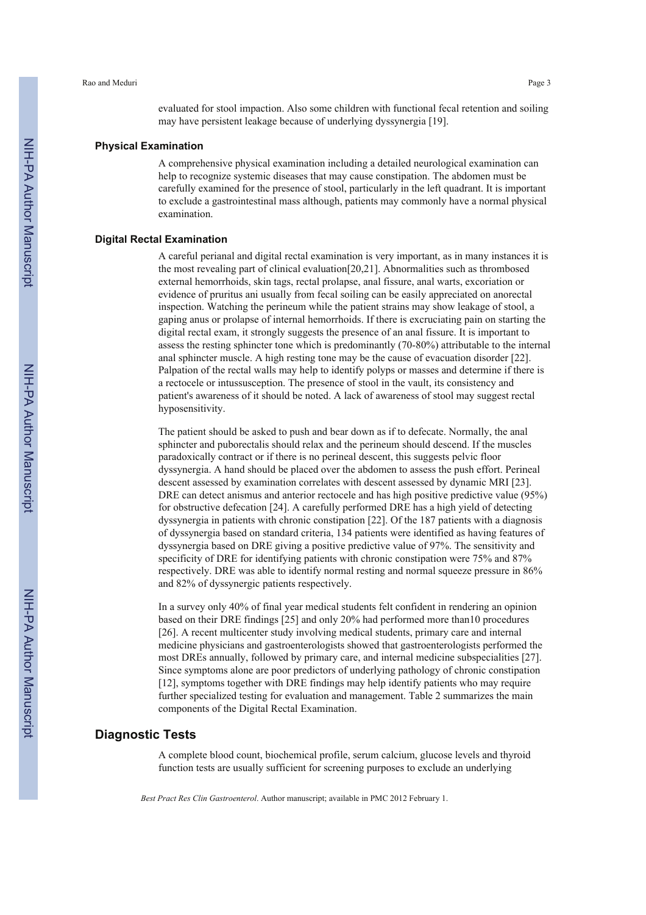evaluated for stool impaction. Also some children with functional fecal retention and soiling may have persistent leakage because of underlying dyssynergia [19].

### Physical Examination

A comprehensive physical examination including a detailed neurological examination can help to recognize systemic diseases that may cause constipation. The abdomen must be carefully examined for the presence of stool, particularly in the left quadrant. It is important to exclude a gastrointestinal mass although, patients may commonly have a normal physical examination.

### Digital Rectal Examination

A careful perianal and digital rectal examination is very important, as in many instances it is the most revealing part of clinical evaluation[20,21]. Abnormalities such as thrombosed external hemorrhoids, skin tags, rectal prolapse, anal fissure, anal warts, excoriation or evidence of pruritus ani usually from fecal soiling can be easily appreciated on anorectal inspection. Watching the perineum while the patient strains may show leakage of stool, a gaping anus or prolapse of internal hemorrhoids. If there is excruciating pain on starting the digital rectal exam, it strongly suggests the presence of an anal fissure. It is important to assess the resting sphincter tone which is predominantly (70-80%) attributable to the internal anal sphincter muscle. A high resting tone may be the cause of evacuation disorder [22]. Palpation of the rectal walls may help to identify polyps or masses and determine if there is a rectocele or intussusception. The presence of stool in the vault, its consistency and patient's awareness of it should be noted. A lack of awareness of stool may suggest rectal hyposensitivity.

The patient should be asked to push and bear down as if to defecate. Normally, the anal sphincter and puborectalis should relax and the perineum should descend. If the muscles paradoxically contract or if there is no perineal descent, this suggests pelvic floor dyssynergia. A hand should be placed over the abdomen to assess the push effort. Perineal descent assessed by examination correlates with descent assessed by dynamic MRI [23]. DRE can detect anismus and anterior rectocele and has high positive predictive value (95%) for obstructive defecation [24]. A carefully performed DRE has a high yield of detecting dyssynergia in patients with chronic constipation [22]. Of the 187 patients with a diagnosis of dyssynergia based on standard criteria, 134 patients were identified as having features of dyssynergia based on DRE giving a positive predictive value of 97%. The sensitivity and specificity of DRE for identifying patients with chronic constipation were 75% and 87% respectively. DRE was able to identify normal resting and normal squeeze pressure in 86% and 82% of dyssynergic patients respectively.

In a survey only 40% of final year medical students felt confident in rendering an opinion based on their DRE findings [25] and only 20% had performed more than10 procedures [26]. A recent multicenter study involving medical students, primary care and internal medicine physicians and gastroenterologists showed that gastroenterologists performed the most DREs annually, followed by primary care, and internal medicine subspecialities [27]. Since symptoms alone are poor predictors of underlying pathology of chronic constipation [12], symptoms together with DRE findings may help identify patients who may require further specialized testing for evaluation and management. Table 2 summarizes the main components of the Digital Rectal Examination.

## Diagnostic Tests

A complete blood count, biochemical profile, serum calcium, glucose levels and thyroid function tests are usually sufficient for screening purposes to exclude an underlying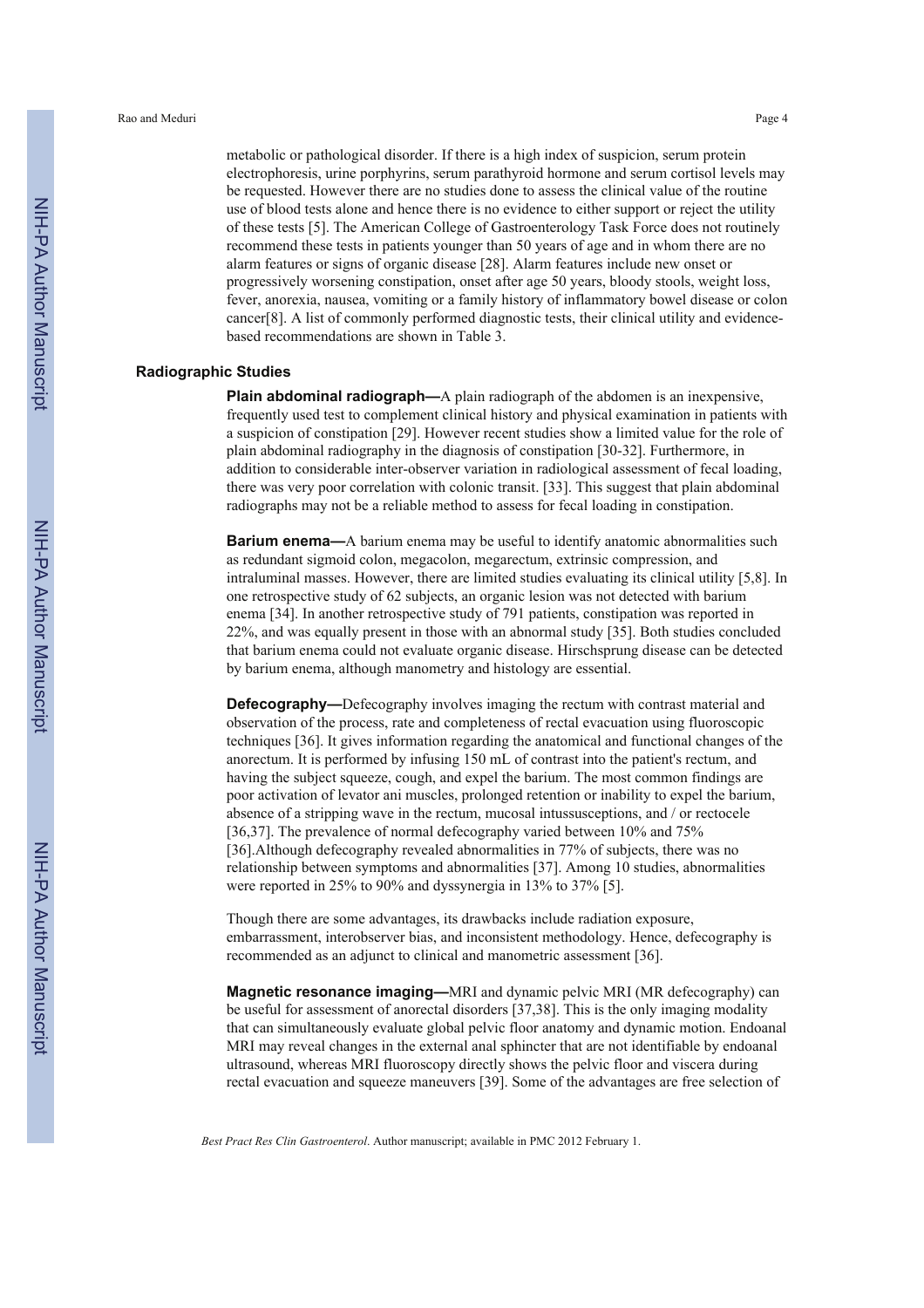metabolic or pathological disorder. If there is a high index of suspicion, serum protein electrophoresis, urine porphyrins, serum parathyroid hormone and serum cortisol levels may be requested. However there are no studies done to assess the clinical value of the routine use of blood tests alone and hence there is no evidence to either support or reject the utility of these tests [5]. The American College of Gastroenterology Task Force does not routinely recommend these tests in patients younger than 50 years of age and in whom there are no alarm features or signs of organic disease [28]. Alarm features include new onset or progressively worsening constipation, onset after age 50 years, bloody stools, weight loss, fever, anorexia, nausea, vomiting or a family history of inflammatory bowel disease or colon cancer[8]. A list of commonly performed diagnostic tests, their clinical utility and evidence-based recommendations are shown in Table 3.

## Radiographic Studies

**Plain abdominal radiograph—**A plain radiograph of the abdomen is an inexpensive, frequently used test to complement clinical history and physical examination in patients with a suspicion of constipation [29]. However recent studies show a limited value for the role of plain abdominal radiography in the diagnosis of constipation [30-32]. Furthermore, in addition to considerable inter-observer variation in radiological assessment of fecal loading, there was very poor correlation with colonic transit. [33]. This suggest that plain abdominal radiographs may not be a reliable method to assess for fecal loading in constipation.

**Barium enema—**A barium enema may be useful to identify anatomic abnormalities such as redundant sigmoid colon, megacolon, megarectum, extrinsic compression, and intraluminal masses. However, there are limited studies evaluating its clinical utility [5,8]. In one retrospective study of 62 subjects, an organic lesion was not detected with barium enema [34]. In another retrospective study of 791 patients, constipation was reported in 22%, and was equally present in those with an abnormal study [35]. Both studies concluded that barium enema could not evaluate organic disease. Hirschsprung disease can be detected by barium enema, although manometry and histology are essential.

**Defecography—**Defecography involves imaging the rectum with contrast material and observation of the process, rate and completeness of rectal evacuation using fluoroscopic techniques [36]. It gives information regarding the anatomical and functional changes of the anorectum. It is performed by infusing 150 mL of contrast into the patient's rectum, and having the subject squeeze, cough, and expel the barium. The most common findings are poor activation of levator ani muscles, prolonged retention or inability to expel the barium, absence of a stripping wave in the rectum, mucosal intussusceptions, and / or rectocele [36,37]. The prevalence of normal defecography varied between 10% and 75% [36].Although defecography revealed abnormalities in 77% of subjects, there was no relationship between symptoms and abnormalities [37]. Among 10 studies, abnormalities were reported in 25% to 90% and dyssynergia in 13% to 37% [5].

Though there are some advantages, its drawbacks include radiation exposure, embarrassment, interobserver bias, and inconsistent methodology. Hence, defecography is recommended as an adjunct to clinical and manometric assessment [36].

**Magnetic resonance imaging—**MRI and dynamic pelvic MRI (MR defecography) can be useful for assessment of anorectal disorders [37,38]. This is the only imaging modality that can simultaneously evaluate global pelvic floor anatomy and dynamic motion. Endoanal MRI may reveal changes in the external anal sphincter that are not identifiable by endoanal ultrasound, whereas MRI fluoroscopy directly shows the pelvic floor and viscera during rectal evacuation and squeeze maneuvers [39]. Some of the advantages are free selection of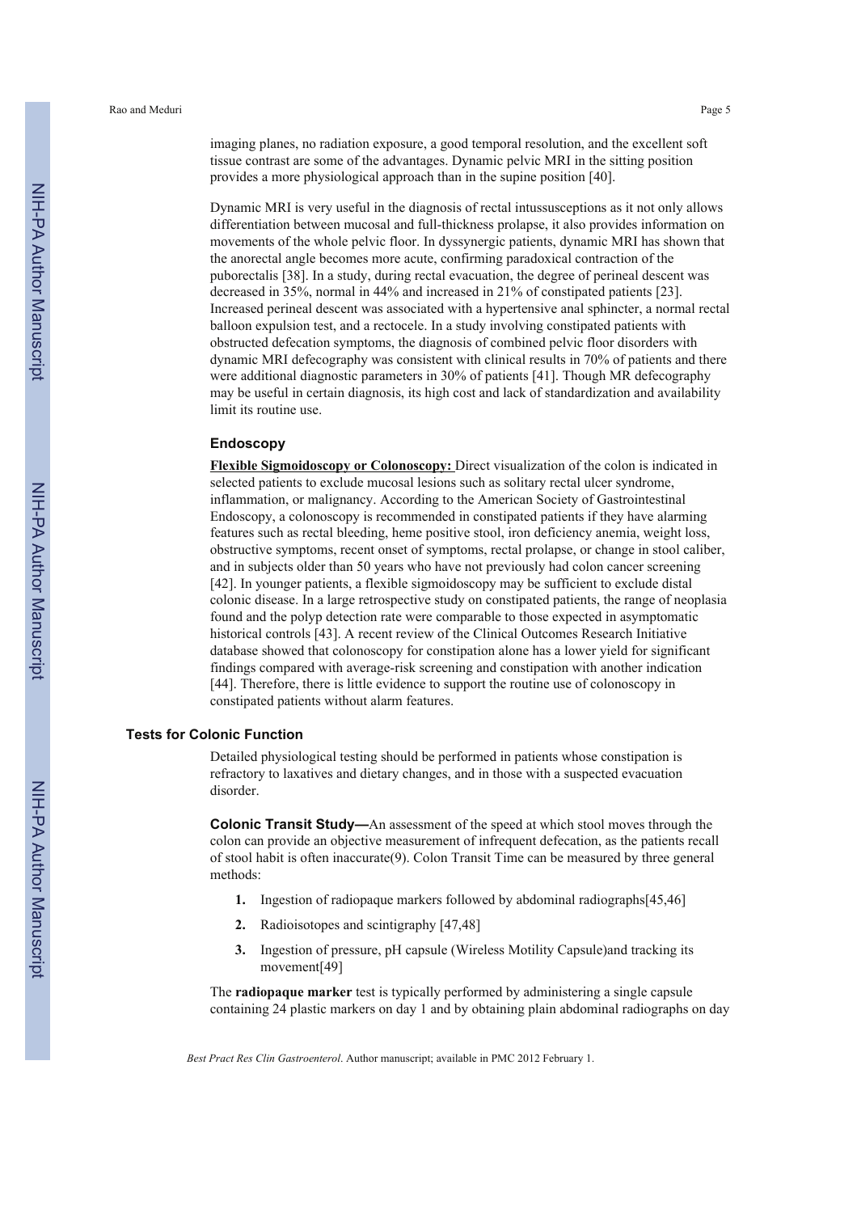imaging planes, no radiation exposure, a good temporal resolution, and the excellent soft tissue contrast are some of the advantages. Dynamic pelvic MRI in the sitting position provides a more physiological approach than in the supine position [40].

Dynamic MRI is very useful in the diagnosis of rectal intussusceptions as it not only allows differentiation between mucosal and full-thickness prolapse, it also provides information on movements of the whole pelvic floor. In dyssynergic patients, dynamic MRI has shown that the anorectal angle becomes more acute, confirming paradoxical contraction of the puborectalis [38]. In a study, during rectal evacuation, the degree of perineal descent was decreased in 35%, normal in 44% and increased in 21% of constipated patients [23]. Increased perineal descent was associated with a hypertensive anal sphincter, a normal rectal balloon expulsion test, and a rectocele. In a study involving constipated patients with obstructed defecation symptoms, the diagnosis of combined pelvic floor disorders with dynamic MRI defecography was consistent with clinical results in 70% of patients and there were additional diagnostic parameters in 30% of patients [41]. Though MR defecography may be useful in certain diagnosis, its high cost and lack of standardization and availability limit its routine use.

### Endoscopy

**Flexible Sigmoidoscopy or Colonoscopy:** Direct visualization of the colon is indicated in selected patients to exclude mucosal lesions such as solitary rectal ulcer syndrome, inflammation, or malignancy. According to the American Society of Gastrointestinal Endoscopy, a colonoscopy is recommended in constipated patients if they have alarming features such as rectal bleeding, heme positive stool, iron deficiency anemia, weight loss, obstructive symptoms, recent onset of symptoms, rectal prolapse, or change in stool caliber, and in subjects older than 50 years who have not previously had colon cancer screening [42]. In younger patients, a flexible sigmoidoscopy may be sufficient to exclude distal colonic disease. In a large retrospective study on constipated patients, the range of neoplasia found and the polyp detection rate were comparable to those expected in asymptomatic historical controls [43]. A recent review of the Clinical Outcomes Research Initiative database showed that colonoscopy for constipation alone has a lower yield for significant findings compared with average-risk screening and constipation with another indication [44]. Therefore, there is little evidence to support the routine use of colonoscopy in constipated patients without alarm features.

## Tests for Colonic Function

Detailed physiological testing should be performed in patients whose constipation is refractory to laxatives and dietary changes, and in those with a suspected evacuation disorder.

**Colonic Transit Study—**An assessment of the speed at which stool moves through the colon can provide an objective measurement of infrequent defecation, as the patients recall of stool habit is often inaccurate(9). Colon Transit Time can be measured by three general methods:

1. Ingestion of radiopaque markers followed by abdominal radiographs[45,46]
2. Radioisotopes and scintigraphy [47,48]
3. Ingestion of pressure, pH capsule (Wireless Motility Capsule)and tracking its movement[49]

The **radiopaque marker** test is typically performed by administering a single capsule containing 24 plastic markers on day 1 and by obtaining plain abdominal radiographs on day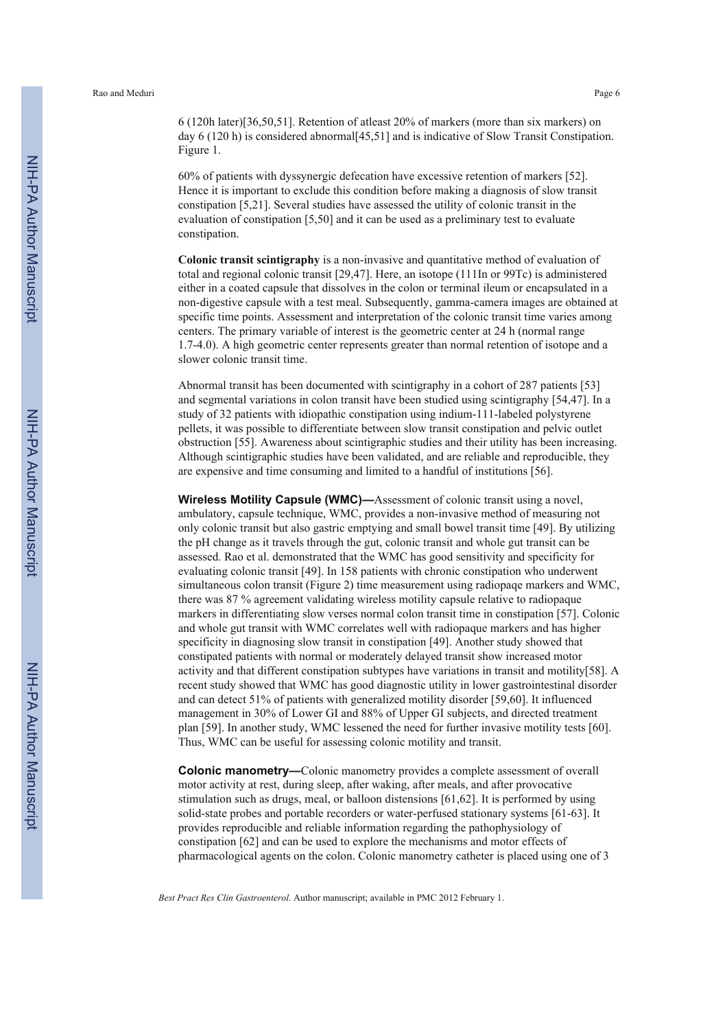6 (120h later)[36,50,51]. Retention of atleast 20% of markers (more than six markers) on day 6 (120 h) is considered abnormal[45,51] and is indicative of Slow Transit Constipation. Figure 1.

60% of patients with dyssynergic defecation have excessive retention of markers [52]. Hence it is important to exclude this condition before making a diagnosis of slow transit constipation [5,21]. Several studies have assessed the utility of colonic transit in the evaluation of constipation [5,50] and it can be used as a preliminary test to evaluate constipation.

**Colonic transit scintigraphy** is a non-invasive and quantitative method of evaluation of total and regional colonic transit [29,47]. Here, an isotope (111In or 99Tc) is administered either in a coated capsule that dissolves in the colon or terminal ileum or encapsulated in a non-digestive capsule with a test meal. Subsequently, gamma-camera images are obtained at specific time points. Assessment and interpretation of the colonic transit time varies among centers. The primary variable of interest is the geometric center at 24 h (normal range 1.7-4.0). A high geometric center represents greater than normal retention of isotope and a slower colonic transit time.

Abnormal transit has been documented with scintigraphy in a cohort of 287 patients [53] and segmental variations in colon transit have been studied using scintigraphy [54,47]. In a study of 32 patients with idiopathic constipation using indium-111-labeled polystyrene pellets, it was possible to differentiate between slow transit constipation and pelvic outlet obstruction [55]. Awareness about scintigraphic studies and their utility has been increasing. Although scintigraphic studies have been validated, and are reliable and reproducible, they are expensive and time consuming and limited to a handful of institutions [56].

**Wireless Motility Capsule (WMC)—**Assessment of colonic transit using a novel, ambulatory, capsule technique, WMC, provides a non-invasive method of measuring not only colonic transit but also gastric emptying and small bowel transit time [49]. By utilizing the pH change as it travels through the gut, colonic transit and whole gut transit can be assessed. Rao et al. demonstrated that the WMC has good sensitivity and specificity for evaluating colonic transit [49]. In 158 patients with chronic constipation who underwent simultaneous colon transit (Figure 2) time measurement using radiopaqe markers and WMC, there was 87 % agreement validating wireless motility capsule relative to radiopaque markers in differentiating slow verses normal colon transit time in constipation [57]. Colonic and whole gut transit with WMC correlates well with radiopaque markers and has higher specificity in diagnosing slow transit in constipation [49]. Another study showed that constipated patients with normal or moderately delayed transit show increased motor activity and that different constipation subtypes have variations in transit and motility[58]. A recent study showed that WMC has good diagnostic utility in lower gastrointestinal disorder and can detect 51% of patients with generalized motility disorder [59,60]. It influenced management in 30% of Lower GI and 88% of Upper GI subjects, and directed treatment plan [59]. In another study, WMC lessened the need for further invasive motility tests [60]. Thus, WMC can be useful for assessing colonic motility and transit.

**Colonic manometry—**Colonic manometry provides a complete assessment of overall motor activity at rest, during sleep, after waking, after meals, and after provocative stimulation such as drugs, meal, or balloon distensions [61,62]. It is performed by using solid-state probes and portable recorders or water-perfused stationary systems [61-63]. It provides reproducible and reliable information regarding the pathophysiology of constipation [62] and can be used to explore the mechanisms and motor effects of pharmacological agents on the colon. Colonic manometry catheter is placed using one of 3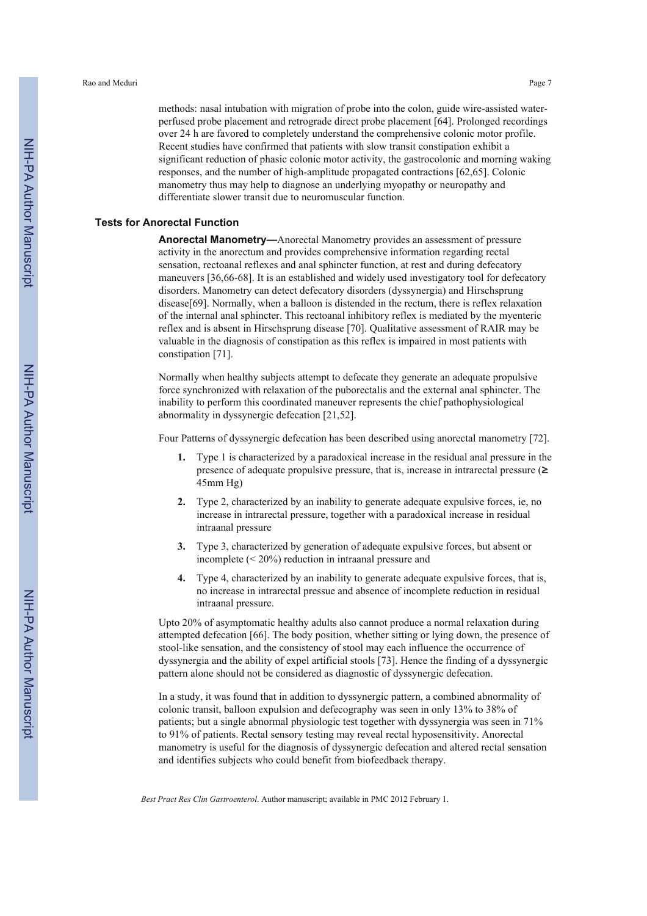methods: nasal intubation with migration of probe into the colon, guide wire-assisted water-perfused probe placement and retrograde direct probe placement [64]. Prolonged recordings over 24 h are favored to completely understand the comprehensive colonic motor profile. Recent studies have confirmed that patients with slow transit constipation exhibit a significant reduction of phasic colonic motor activity, the gastrocolonic and morning waking responses, and the number of high-amplitude propagated contractions [62,65]. Colonic manometry thus may help to diagnose an underlying myopathy or neuropathy and differentiate slower transit due to neuromuscular function.

## Tests for Anorectal Function

**Anorectal Manometry—**Anorectal Manometry provides an assessment of pressure activity in the anorectum and provides comprehensive information regarding rectal sensation, rectoanal reflexes and anal sphincter function, at rest and during defecatory maneuvers [36,66-68]. It is an established and widely used investigatory tool for defecatory disorders. Manometry can detect defecatory disorders (dyssynergia) and Hirschsprung disease[69]. Normally, when a balloon is distended in the rectum, there is reflex relaxation of the internal anal sphincter. This rectoanal inhibitory reflex is mediated by the myenteric reflex and is absent in Hirschsprung disease [70]. Qualitative assessment of RAIR may be valuable in the diagnosis of constipation as this reflex is impaired in most patients with constipation [71].

Normally when healthy subjects attempt to defecate they generate an adequate propulsive force synchronized with relaxation of the puborectalis and the external anal sphincter. The inability to perform this coordinated maneuver represents the chief pathophysiological abnormality in dyssynergic defecation [21,52].

Four Patterns of dyssynergic defecation has been described using anorectal manometry [72].

1. Type 1 is characterized by a paradoxical increase in the residual anal pressure in the presence of adequate propulsive pressure, that is, increase in intrarectal pressure ($\geq$ 45mm Hg)
2. Type 2, characterized by an inability to generate adequate expulsive forces, ie, no increase in intrarectal pressure, together with a paradoxical increase in residual intraanal pressure
3. Type 3, characterized by generation of adequate expulsive forces, but absent or incomplete (< 20%) reduction in intraanal pressure and
4. Type 4, characterized by an inability to generate adequate expulsive forces, that is, no increase in intrarectal pressue and absence of incomplete reduction in residual intraanal pressure.

Upto 20% of asymptomatic healthy adults also cannot produce a normal relaxation during attempted defecation [66]. The body position, whether sitting or lying down, the presence of stool-like sensation, and the consistency of stool may each influence the occurrence of dyssynergia and the ability of expel artificial stools [73]. Hence the finding of a dyssynergic pattern alone should not be considered as diagnostic of dyssynergic defecation.

In a study, it was found that in addition to dyssynergic pattern, a combined abnormality of colonic transit, balloon expulsion and defecography was seen in only 13% to 38% of patients; but a single abnormal physiologic test together with dyssynergia was seen in 71% to 91% of patients. Rectal sensory testing may reveal rectal hyposensitivity. Anorectal manometry is useful for the diagnosis of dyssynergic defecation and altered rectal sensation and identifies subjects who could benefit from biofeedback therapy.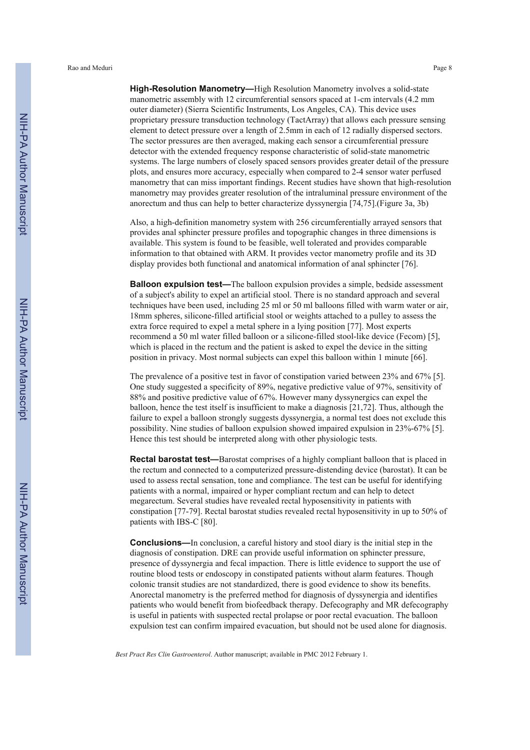**High-Resolution Manometry—**High Resolution Manometry involves a solid-state manometric assembly with 12 circumferential sensors spaced at 1-cm intervals (4.2 mm outer diameter) (Sierra Scientific Instruments, Los Angeles, CA). This device uses proprietary pressure transduction technology (TactArray) that allows each pressure sensing element to detect pressure over a length of 2.5mm in each of 12 radially dispersed sectors. The sector pressures are then averaged, making each sensor a circumferential pressure detector with the extended frequency response characteristic of solid-state manometric systems. The large numbers of closely spaced sensors provides greater detail of the pressure plots, and ensures more accuracy, especially when compared to 2-4 sensor water perfused manometry that can miss important findings. Recent studies have shown that high-resolution manometry may provides greater resolution of the intraluminal pressure environment of the anorectum and thus can help to better characterize dyssynergia [74,75].(Figure 3a, 3b)

Also, a high-definition manometry system with 256 circumferentially arrayed sensors that provides anal sphincter pressure profiles and topographic changes in three dimensions is available. This system is found to be feasible, well tolerated and provides comparable information to that obtained with ARM. It provides vector manometry profile and its 3D display provides both functional and anatomical information of anal sphincter [76].

**Balloon expulsion test—**The balloon expulsion provides a simple, bedside assessment of a subject's ability to expel an artificial stool. There is no standard approach and several techniques have been used, including 25 ml or 50 ml balloons filled with warm water or air, 18mm spheres, silicone-filled artificial stool or weights attached to a pulley to assess the extra force required to expel a metal sphere in a lying position [77]. Most experts recommend a 50 ml water filled balloon or a silicone-filled stool-like device (Fecom) [5], which is placed in the rectum and the patient is asked to expel the device in the sitting position in privacy. Most normal subjects can expel this balloon within 1 minute [66].

The prevalence of a positive test in favor of constipation varied between 23% and 67% [5]. One study suggested a specificity of 89%, negative predictive value of 97%, sensitivity of 88% and positive predictive value of 67%. However many dyssynergics can expel the balloon, hence the test itself is insufficient to make a diagnosis [21,72]. Thus, although the failure to expel a balloon strongly suggests dyssynergia, a normal test does not exclude this possibility. Nine studies of balloon expulsion showed impaired expulsion in 23%-67% [5]. Hence this test should be interpreted along with other physiologic tests.

**Rectal barostat test—**Barostat comprises of a highly compliant balloon that is placed in the rectum and connected to a computerized pressure-distending device (barostat). It can be used to assess rectal sensation, tone and compliance. The test can be useful for identifying patients with a normal, impaired or hyper compliant rectum and can help to detect megarectum. Several studies have revealed rectal hyposensitivity in patients with constipation [77-79]. Rectal barostat studies revealed rectal hyposensitivity in up to 50% of patients with IBS-C [80].

**Conclusions—**In conclusion, a careful history and stool diary is the initial step in the diagnosis of constipation. DRE can provide useful information on sphincter pressure, presence of dyssynergia and fecal impaction. There is little evidence to support the use of routine blood tests or endoscopy in constipated patients without alarm features. Though colonic transit studies are not standardized, there is good evidence to show its benefits. Anorectal manometry is the preferred method for diagnosis of dyssynergia and identifies patients who would benefit from biofeedback therapy. Defecography and MR defecography is useful in patients with suspected rectal prolapse or poor rectal evacuation. The balloon expulsion test can confirm impaired evacuation, but should not be used alone for diagnosis.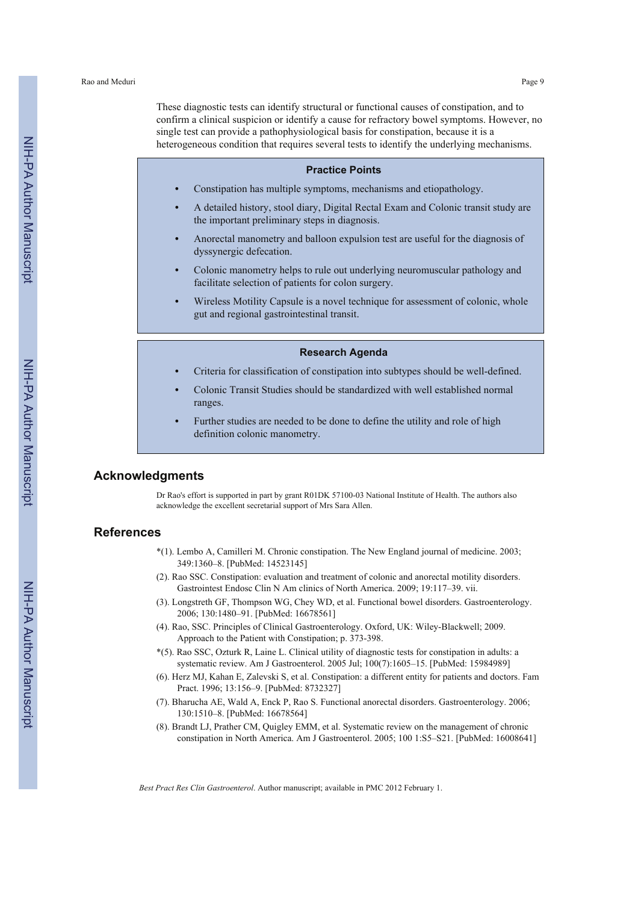These diagnostic tests can identify structural or functional causes of constipation, and to confirm a clinical suspicion or identify a cause for refractory bowel symptoms. However, no single test can provide a pathophysiological basis for constipation, because it is a heterogeneous condition that requires several tests to identify the underlying mechanisms.

### Practice Points

- Constipation has multiple symptoms, mechanisms and etiopathology.
- A detailed history, stool diary, Digital Rectal Exam and Colonic transit study are the important preliminary steps in diagnosis.
- Anorectal manometry and balloon expulsion test are useful for the diagnosis of dyssynergic defecation.
- Colonic manometry helps to rule out underlying neuromuscular pathology and facilitate selection of patients for colon surgery.
- Wireless Motility Capsule is a novel technique for assessment of colonic, whole gut and regional gastrointestinal transit.

### Research Agenda

- Criteria for classification of constipation into subtypes should be well-defined.
- Colonic Transit Studies should be standardized with well established normal ranges.
- Further studies are needed to be done to define the utility and role of high definition colonic manometry.

## Acknowledgments

Dr Rao's effort is supported in part by grant R01DK 57100-03 National Institute of Health. The authors also acknowledge the excellent secretarial support of Mrs Sara Allen.

## References

*(1). Lembo A, Camilleri M. Chronic constipation. The New England journal of medicine. 2003; 349:1360–8. [PubMed: 14523145]

(2). Rao SSC. Constipation: evaluation and treatment of colonic and anorectal motility disorders. Gastrointest Endosc Clin N Am clinics of North America. 2009; 19:117–39. vii.

(3). Longstreth GF, Thompson WG, Chey WD, et al. Functional bowel disorders. Gastroenterology. 2006; 130:1480–91. [PubMed: 16678561]

(4). Rao, SSC. Principles of Clinical Gastroenterology. Oxford, UK: Wiley-Blackwell; 2009. Approach to the Patient with Constipation; p. 373-398.

*(5). Rao SSC, Ozturk R, Laine L. Clinical utility of diagnostic tests for constipation in adults: a systematic review. Am J Gastroenterol. 2005 Jul; 100(7):1605–15. [PubMed: 15984989]

(6). Herz MJ, Kahan E, Zalevski S, et al. Constipation: a different entity for patients and doctors. Fam Pract. 1996; 13:156–9. [PubMed: 8732327]

(7). Bharucha AE, Wald A, Enck P, Rao S. Functional anorectal disorders. Gastroenterology. 2006; 130:1510–8. [PubMed: 16678564]

(8). Brandt LJ, Prather CM, Quigley EMM, et al. Systematic review on the management of chronic constipation in North America. Am J Gastroenterol. 2005; 100 1:S5–S21. [PubMed: 16008641]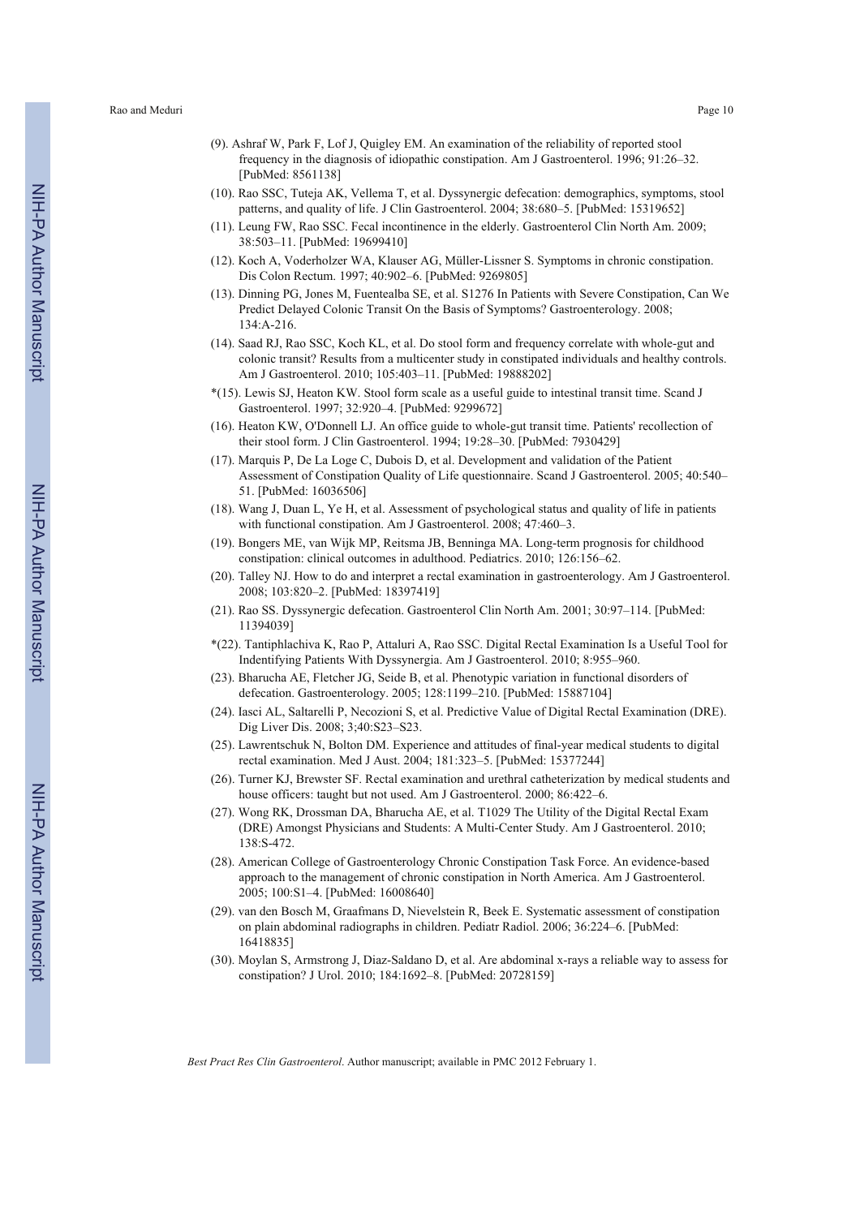(9). Ashraf W, Park F, Lof J, Quigley EM. An examination of the reliability of reported stool frequency in the diagnosis of idiopathic constipation. Am J Gastroenterol. 1996; 91:26–32. [PubMed: 8561138]

(10). Rao SSC, Tuteja AK, Vellema T, et al. Dyssynergic defecation: demographics, symptoms, stool patterns, and quality of life. J Clin Gastroenterol. 2004; 38:680–5. [PubMed: 15319652]

(11). Leung FW, Rao SSC. Fecal incontinence in the elderly. Gastroenterol Clin North Am. 2009; 38:503–11. [PubMed: 19699410]

(12). Koch A, Voderholzer WA, Klauser AG, Müller-Lissner S. Symptoms in chronic constipation. Dis Colon Rectum. 1997; 40:902–6. [PubMed: 9269805]

(13). Dinning PG, Jones M, Fuentealba SE, et al. S1276 In Patients with Severe Constipation, Can We Predict Delayed Colonic Transit On the Basis of Symptoms? Gastroenterology. 2008; 134:A-216.

(14). Saad RJ, Rao SSC, Koch KL, et al. Do stool form and frequency correlate with whole-gut and colonic transit? Results from a multicenter study in constipated individuals and healthy controls. Am J Gastroenterol. 2010; 105:403–11. [PubMed: 19888202]

*(15). Lewis SJ, Heaton KW. Stool form scale as a useful guide to intestinal transit time. Scand J Gastroenterol. 1997; 32:920–4. [PubMed: 9299672]

(16). Heaton KW, O'Donnell LJ. An office guide to whole-gut transit time. Patients' recollection of their stool form. J Clin Gastroenterol. 1994; 19:28–30. [PubMed: 7930429]

(17). Marquis P, De La Loge C, Dubois D, et al. Development and validation of the Patient Assessment of Constipation Quality of Life questionnaire. Scand J Gastroenterol. 2005; 40:540–51. [PubMed: 16036506]

(18). Wang J, Duan L, Ye H, et al. Assessment of psychological status and quality of life in patients with functional constipation. Am J Gastroenterol. 2008; 47:460–3.

(19). Bongers ME, van Wijk MP, Reitsma JB, Benninga MA. Long-term prognosis for childhood constipation: clinical outcomes in adulthood. Pediatrics. 2010; 126:156–62.

(20). Talley NJ. How to do and interpret a rectal examination in gastroenterology. Am J Gastroenterol. 2008; 103:820–2. [PubMed: 18397419]

(21). Rao SS. Dyssynergic defecation. Gastroenterol Clin North Am. 2001; 30:97–114. [PubMed: 11394039]

*(22). Tantiphlachiva K, Rao P, Attaluri A, Rao SSC. Digital Rectal Examination Is a Useful Tool for Indentifying Patients With Dyssynergia. Am J Gastroenterol. 2010; 8:955–960.

(23). Bharucha AE, Fletcher JG, Seide B, et al. Phenotypic variation in functional disorders of defecation. Gastroenterology. 2005; 128:1199–210. [PubMed: 15887104]

(24). Iasci AL, Saltarelli P, Necozioni S, et al. Predictive Value of Digital Rectal Examination (DRE). Dig Liver Dis. 2008; 3;40:S23–S23.

(25). Lawrentschuk N, Bolton DM. Experience and attitudes of final-year medical students to digital rectal examination. Med J Aust. 2004; 181:323–5. [PubMed: 15377244]

(26). Turner KJ, Brewster SF. Rectal examination and urethral catheterization by medical students and house officers: taught but not used. Am J Gastroenterol. 2000; 86:422–6.

(27). Wong RK, Drossman DA, Bharucha AE, et al. T1029 The Utility of the Digital Rectal Exam (DRE) Amongst Physicians and Students: A Multi-Center Study. Am J Gastroenterol. 2010; 138:S-472.

(28). American College of Gastroenterology Chronic Constipation Task Force. An evidence-based approach to the management of chronic constipation in North America. Am J Gastroenterol. 2005; 100:S1–4. [PubMed: 16008640]

(29). van den Bosch M, Graafmans D, Nievelstein R, Beek E. Systematic assessment of constipation on plain abdominal radiographs in children. Pediatr Radiol. 2006; 36:224–6. [PubMed: 16418835]

(30). Moylan S, Armstrong J, Diaz-Saldano D, et al. Are abdominal x-rays a reliable way to assess for constipation? J Urol. 2010; 184:1692–8. [PubMed: 20728159]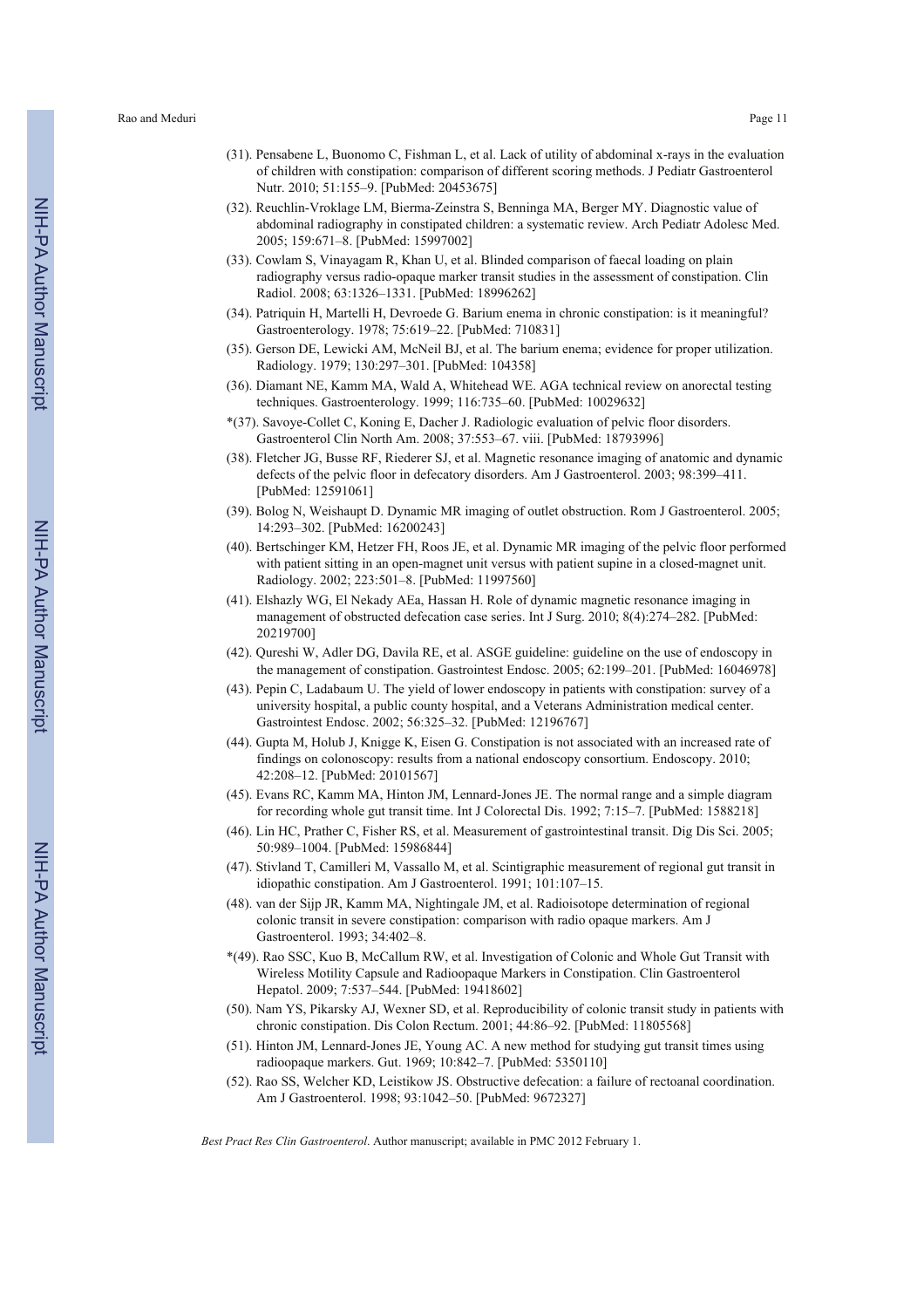(31). Pensabene L, Buonomo C, Fishman L, et al. Lack of utility of abdominal x-rays in the evaluation of children with constipation: comparison of different scoring methods. J Pediatr Gastroenterol Nutr. 2010; 51:155–9. [PubMed: 20453675]

(32). Reuchlin-Vroklage LM, Bierma-Zeinstra S, Benninga MA, Berger MY. Diagnostic value of abdominal radiography in constipated children: a systematic review. Arch Pediatr Adolesc Med. 2005; 159:671–8. [PubMed: 15997002]

(33). Cowlam S, Vinayagam R, Khan U, et al. Blinded comparison of faecal loading on plain radiography versus radio-opaque marker transit studies in the assessment of constipation. Clin Radiol. 2008; 63:1326–1331. [PubMed: 18996262]

(34). Patriquin H, Martelli H, Devroede G. Barium enema in chronic constipation: is it meaningful? Gastroenterology. 1978; 75:619–22. [PubMed: 710831]

(35). Gerson DE, Lewicki AM, McNeil BJ, et al. The barium enema; evidence for proper utilization. Radiology. 1979; 130:297–301. [PubMed: 104358]

(36). Diamant NE, Kamm MA, Wald A, Whitehead WE. AGA technical review on anorectal testing techniques. Gastroenterology. 1999; 116:735–60. [PubMed: 10029632]

*(37). Savoye-Collet C, Koning E, Dacher J. Radiologic evaluation of pelvic floor disorders. Gastroenterol Clin North Am. 2008; 37:553–67. viii. [PubMed: 18793996]

(38). Fletcher JG, Busse RF, Riederer SJ, et al. Magnetic resonance imaging of anatomic and dynamic defects of the pelvic floor in defecatory disorders. Am J Gastroenterol. 2003; 98:399–411. [PubMed: 12591061]

(39). Bolog N, Weishaupt D. Dynamic MR imaging of outlet obstruction. Rom J Gastroenterol. 2005; 14:293–302. [PubMed: 16200243]

(40). Bertschinger KM, Hetzer FH, Roos JE, et al. Dynamic MR imaging of the pelvic floor performed with patient sitting in an open-magnet unit versus with patient supine in a closed-magnet unit. Radiology. 2002; 223:501–8. [PubMed: 11997560]

(41). Elshazly WG, El Nekady AEa, Hassan H. Role of dynamic magnetic resonance imaging in management of obstructed defecation case series. Int J Surg. 2010; 8(4):274–282. [PubMed: 20219700]

(42). Qureshi W, Adler DG, Davila RE, et al. ASGE guideline: guideline on the use of endoscopy in the management of constipation. Gastrointest Endosc. 2005; 62:199–201. [PubMed: 16046978]

(43). Pepin C, Ladabaum U. The yield of lower endoscopy in patients with constipation: survey of a university hospital, a public county hospital, and a Veterans Administration medical center. Gastrointest Endosc. 2002; 56:325–32. [PubMed: 12196767]

(44). Gupta M, Holub J, Knigge K, Eisen G. Constipation is not associated with an increased rate of findings on colonoscopy: results from a national endoscopy consortium. Endoscopy. 2010; 42:208–12. [PubMed: 20101567]

(45). Evans RC, Kamm MA, Hinton JM, Lennard-Jones JE. The normal range and a simple diagram for recording whole gut transit time. Int J Colorectal Dis. 1992; 7:15–7. [PubMed: 1588218]

(46). Lin HC, Prather C, Fisher RS, et al. Measurement of gastrointestinal transit. Dig Dis Sci. 2005; 50:989–1004. [PubMed: 15986844]

(47). Stivland T, Camilleri M, Vassallo M, et al. Scintigraphic measurement of regional gut transit in idiopathic constipation. Am J Gastroenterol. 1991; 101:107–15.

(48). van der Sijp JR, Kamm MA, Nightingale JM, et al. Radioisotope determination of regional colonic transit in severe constipation: comparison with radio opaque markers. Am J Gastroenterol. 1993; 34:402–8.

*(49). Rao SSC, Kuo B, McCallum RW, et al. Investigation of Colonic and Whole Gut Transit with Wireless Motility Capsule and Radioopaque Markers in Constipation. Clin Gastroenterol Hepatol. 2009; 7:537–544. [PubMed: 19418602]

(50). Nam YS, Pikarsky AJ, Wexner SD, et al. Reproducibility of colonic transit study in patients with chronic constipation. Dis Colon Rectum. 2001; 44:86–92. [PubMed: 11805568]

(51). Hinton JM, Lennard-Jones JE, Young AC. A new method for studying gut transit times using radioopaque markers. Gut. 1969; 10:842–7. [PubMed: 5350110]

(52). Rao SS, Welcher KD, Leistikow JS. Obstructive defecation: a failure of rectoanal coordination. Am J Gastroenterol. 1998; 93:1042–50. [PubMed: 9672327]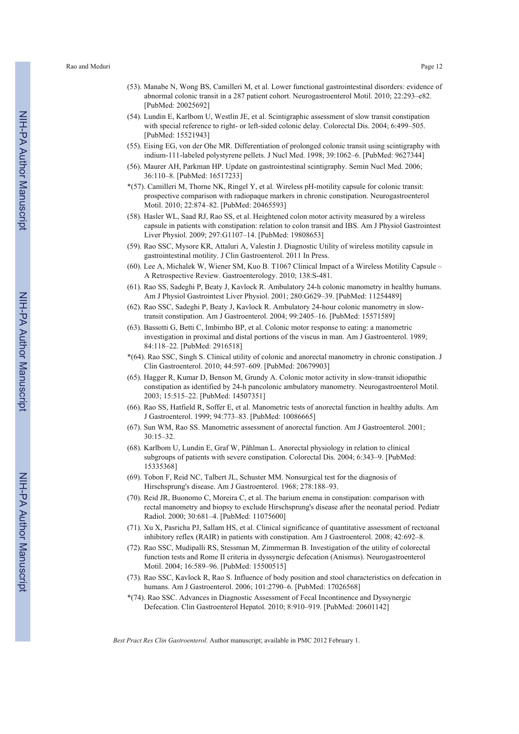(53). Manabe N, Wong BS, Camilleri M, et al. Lower functional gastrointestinal disorders: evidence of abnormal colonic transit in a 287 patient cohort. Neurogastroenterol Motil. 2010; 22:293–e82. [PubMed: 20025692]

(54). Lundin E, Karlbom U, Westlin JE, et al. Scintigraphic assessment of slow transit constipation with special reference to right- or left-sided colonic delay. Colorectal Dis. 2004; 6:499–505. [PubMed: 15521943]

(55). Eising EG, von der Ohe MR. Differentiation of prolonged colonic transit using scintigraphy with indium-111-labeled polystyrene pellets. J Nucl Med. 1998; 39:1062–6. [PubMed: 9627344]

(56). Maurer AH, Parkman HP. Update on gastrointestinal scintigraphy. Semin Nucl Med. 2006; 36:110–8. [PubMed: 16517233]

*(57). Camilleri M, Thorne NK, Ringel Y, et al. Wireless pH-motility capsule for colonic transit: prospective comparison with radiopaque markers in chronic constipation. Neurogastroenterol Motil. 2010; 22:874–82. [PubMed: 20465593]

(58). Hasler WL, Saad RJ, Rao SS, et al. Heightened colon motor activity measured by a wireless capsule in patients with constipation: relation to colon transit and IBS. Am J Physiol Gastrointest Liver Physiol. 2009; 297:G1107–14. [PubMed: 19808653]

(59). Rao SSC, Mysore KR, Attaluri A, Valestin J. Diagnostic Utility of wireless motility capsule in gastrointestinal motility. J Clin Gastroenterol. 2011 In Press.

(60). Lee A, Michalek W, Wiener SM, Kuo B. T1067 Clinical Impact of a Wireless Motility Capsule – A Retrospective Review. Gastroenterology. 2010; 138:S-481.

(61). Rao SS, Sadeghi P, Beaty J, Kavlock R. Ambulatory 24-h colonic manometry in healthy humans. Am J Physiol Gastrointest Liver Physiol. 2001; 280:G629–39. [PubMed: 11254489]

(62). Rao SSC, Sadeghi P, Beaty J, Kavlock R. Ambulatory 24-hour colonic manometry in slow-transit constipation. Am J Gastroenterol. 2004; 99:2405–16. [PubMed: 15571589]

(63). Bassotti G, Betti C, Imbimbo BP, et al. Colonic motor response to eating: a manometric investigation in proximal and distal portions of the viscus in man. Am J Gastroenterol. 1989; 84:118–22. [PubMed: 2916518]

*(64). Rao SSC, Singh S. Clinical utility of colonic and anorectal manometry in chronic constipation. J Clin Gastroenterol. 2010; 44:597–609. [PubMed: 20679903]

(65). Hagger R, Kumar D, Benson M, Grundy A. Colonic motor activity in slow-transit idiopathic constipation as identified by 24-h pancolonic ambulatory manometry. Neurogastroenterol Motil. 2003; 15:515–22. [PubMed: 14507351]

(66). Rao SS, Hatfield R, Soffer E, et al. Manometric tests of anorectal function in healthy adults. Am J Gastroenterol. 1999; 94:773–83. [PubMed: 10086665]

(67). Sun WM, Rao SS. Manometric assessment of anorectal function. Am J Gastroenterol. 2001; 30:15–32.

(68). Karlbom U, Lundin E, Graf W, Påhlman L. Anorectal physiology in relation to clinical subgroups of patients with severe constipation. Colorectal Dis. 2004; 6:343–9. [PubMed: 15335368]

(69). Tobon F, Reid NC, Talbert JL, Schuster MM. Nonsurgical test for the diagnosis of Hirschsprung's disease. Am J Gastroenterol. 1968; 278:188–93.

(70). Reid JR, Buonomo C, Moreira C, et al. The barium enema in constipation: comparison with rectal manometry and biopsy to exclude Hirschsprung's disease after the neonatal period. Pediatr Radiol. 2000; 30:681–4. [PubMed: 11075600]

(71). Xu X, Pasricha PJ, Sallam HS, et al. Clinical significance of quantitative assessment of rectoanal inhibitory reflex (RAIR) in patients with constipation. Am J Gastroenterol. 2008; 42:692–8.

(72). Rao SSC, Mudipalli RS, Stessman M, Zimmerman B. Investigation of the utility of colorectal function tests and Rome II criteria in dyssynergic defecation (Anismus). Neurogastroenterol Motil. 2004; 16:589–96. [PubMed: 15500515]

(73). Rao SSC, Kavlock R, Rao S. Influence of body position and stool characteristics on defecation in humans. Am J Gastroenterol. 2006; 101:2790–6. [PubMed: 17026568]

*(74). Rao SSC. Advances in Diagnostic Assessment of Fecal Incontinence and Dyssynergic Defecation. Clin Gastroenterol Hepatol. 2010; 8:910–919. [PubMed: 20601142]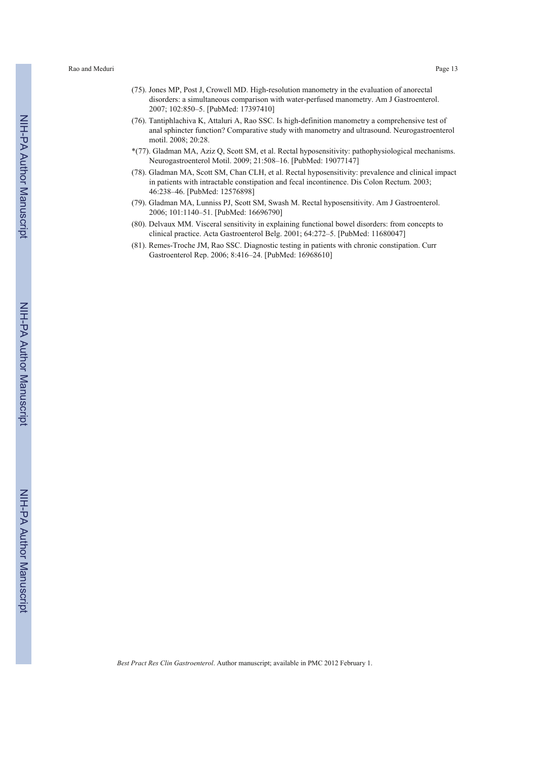(75). Jones MP, Post J, Crowell MD. High-resolution manometry in the evaluation of anorectal disorders: a simultaneous comparison with water-perfused manometry. Am J Gastroenterol. 2007; 102:850–5. [PubMed: 17397410]

(76). Tantiphlachiva K, Attaluri A, Rao SSC. Is high-definition manometry a comprehensive test of anal sphincter function? Comparative study with manometry and ultrasound. Neurogastroenterol motil. 2008; 20:28.

*(77). Gladman MA, Aziz Q, Scott SM, et al. Rectal hyposensitivity: pathophysiological mechanisms. Neurogastroenterol Motil. 2009; 21:508–16. [PubMed: 19077147]

(78). Gladman MA, Scott SM, Chan CLH, et al. Rectal hyposensitivity: prevalence and clinical impact in patients with intractable constipation and fecal incontinence. Dis Colon Rectum. 2003; 46:238–46. [PubMed: 12576898]

(79). Gladman MA, Lunniss PJ, Scott SM, Swash M. Rectal hyposensitivity. Am J Gastroenterol. 2006; 101:1140–51. [PubMed: 16696790]

(80). Delvaux MM. Visceral sensitivity in explaining functional bowel disorders: from concepts to clinical practice. Acta Gastroenterol Belg. 2001; 64:272–5. [PubMed: 11680047]

(81). Remes-Troche JM, Rao SSC. Diagnostic testing in patients with chronic constipation. Curr Gastroenterol Rep. 2006; 8:416–24. [PubMed: 16968610]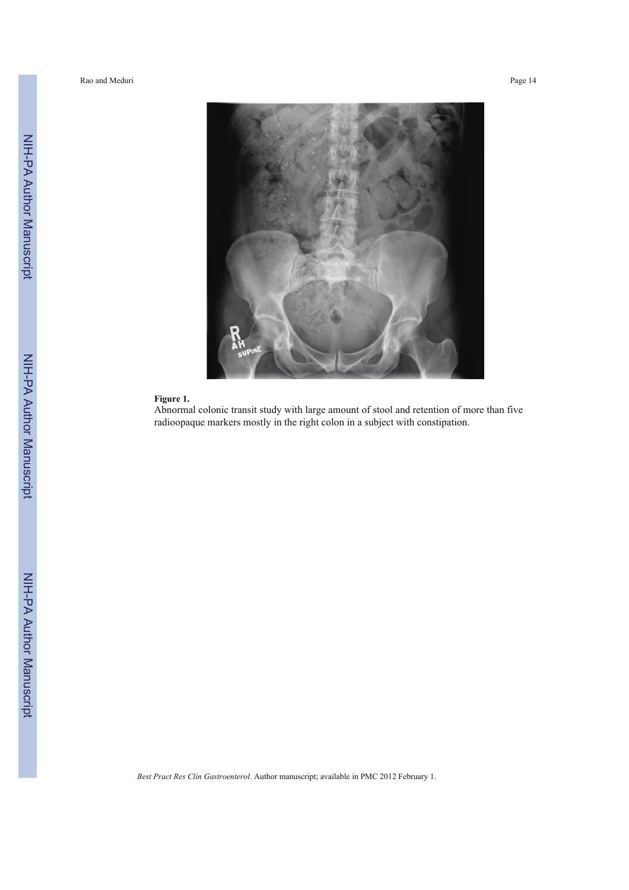**Figure 1.**

Abnormal colonic transit study with large amount of stool and retention of more than five radioopaque markers mostly in the right colon in a subject with constipation.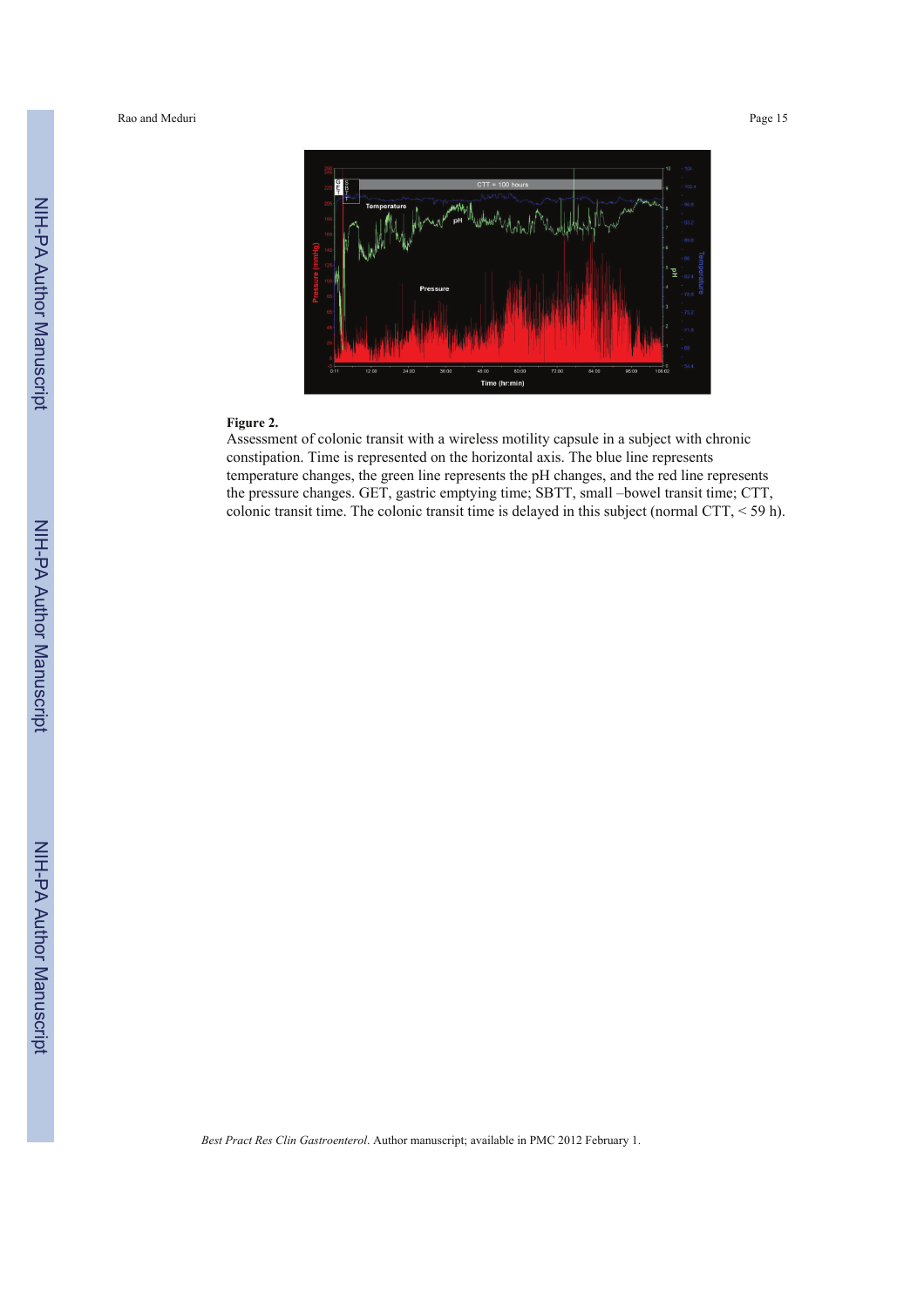**Figure 2.**

Assessment of colonic transit with a wireless motility capsule in a subject with chronic constipation. Time is represented on the horizontal axis. The blue line represents temperature changes, the green line represents the pH changes, and the red line represents the pressure changes. GET, gastric emptying time; SBTT, small –bowel transit time; CTT, colonic transit time. The colonic transit time is delayed in this subject (normal CTT, < 59 h).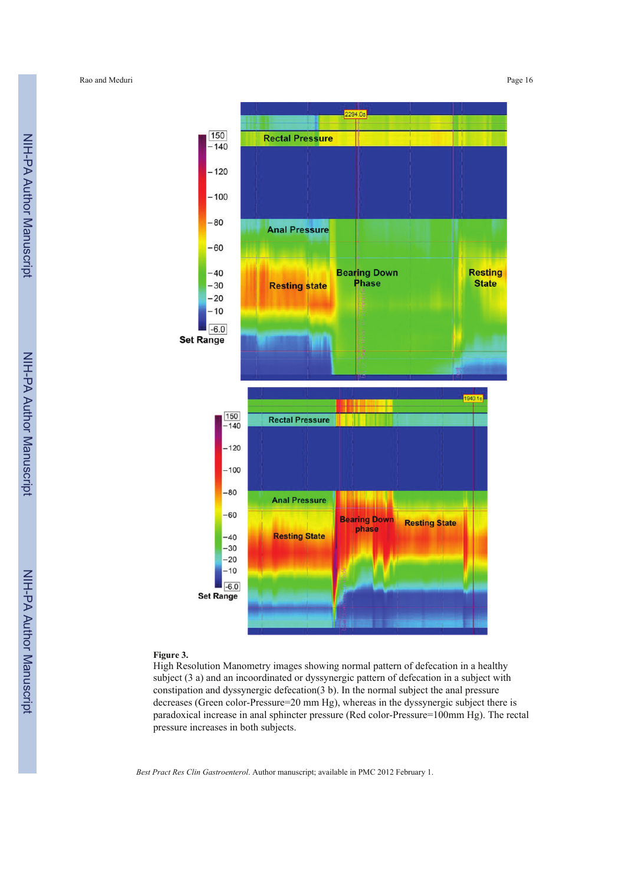**Figure 3.**

High Resolution Manometry images showing normal pattern of defecation in a healthy subject (3 a) and an incoordinated or dyssynergic pattern of defecation in a subject with constipation and dyssynergic defecation(3 b). In the normal subject the anal pressure decreases (Green color-Pressure=20 mm Hg), whereas in the dyssynergic subject there is paradoxical increase in anal sphincter pressure (Red color-Pressure=100mm Hg). The rectal pressure increases in both subjects.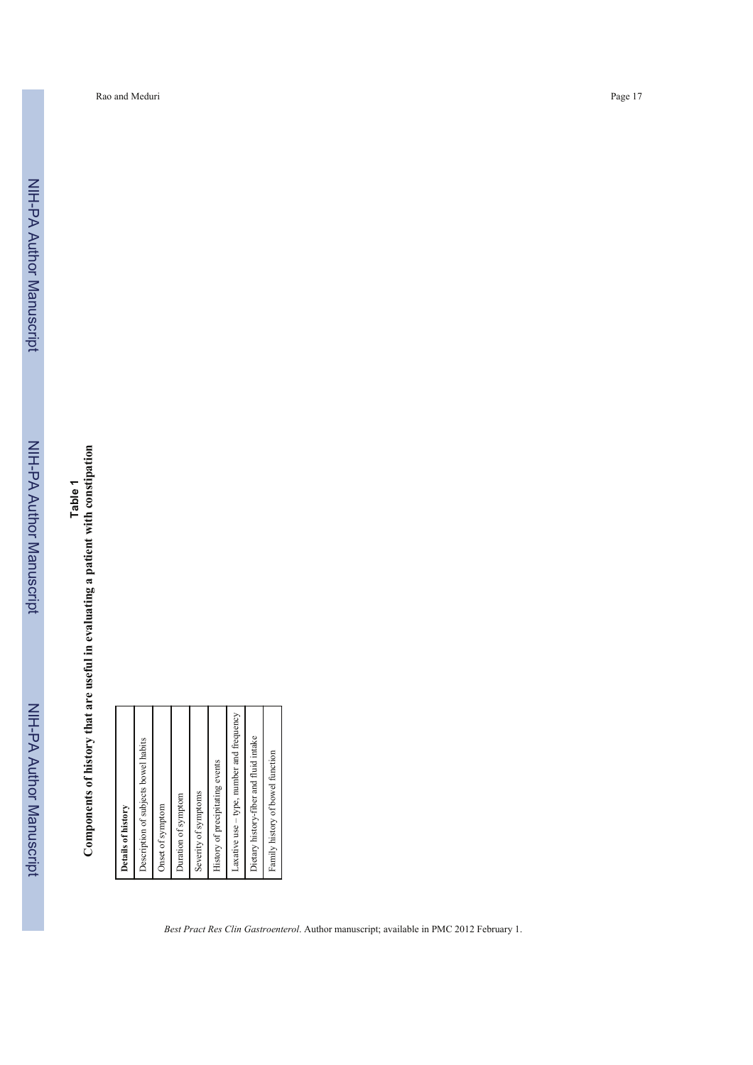**Table 1**

**Components of history that are useful in evaluating a patient with constipation**

| Details of history |
| --- |
| Description of subjects bowel habits |
| Onset of symptom |
| Duration of symptom |
| Severity of symptoms |
| History of precipitating events |
| Laxative use – type, number and frequency |
| Dietary history-fiber and fluid intake |
| Family history of bowel function |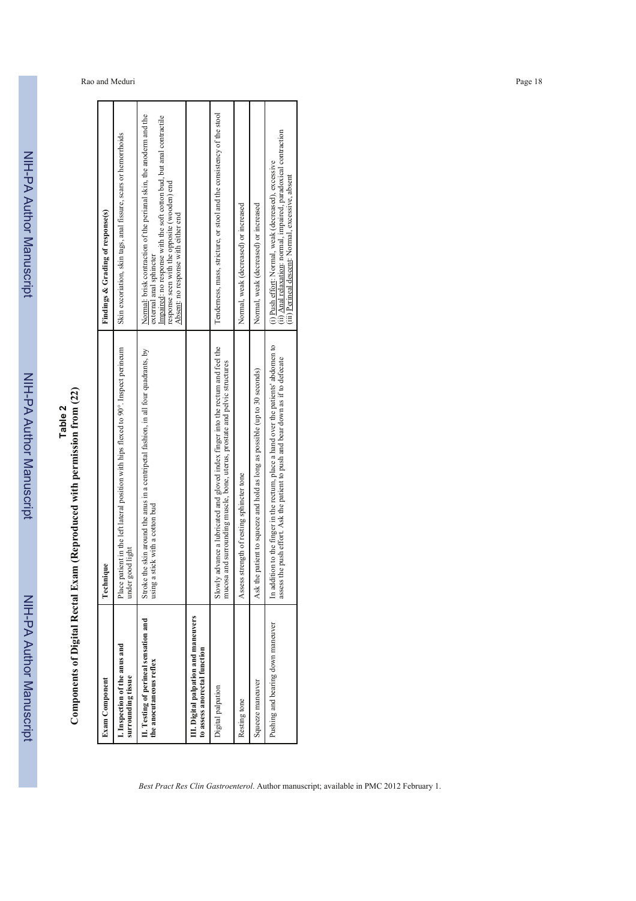## Table 2

**Components of Digital Rectal Exam (Reproduced with permission from (22)**

| Exam Component | Technique | Findings & Grading of response(s) |
|---|---|---|
| **I. Inspection of the anus and surrounding tissue** | Place patient in the left lateral position with hips flexed to 90°. Inspect perineum under good light | Skin excoriation, skin tags, anal fissure, scars or hemorrhoids |
| **II. Testing of perineal sensation and the anocutaneous reflex** | Stroke the skin around the anus in a centripetal fashion, in all four quadrants, by using a stick with a cotton bud | Normal: brisk contraction of the perianal skin, the anoderm and the external anal sphincter<br>Impaired: no response with the soft cotton bud, but anal contractile response seen with the opposite (wooden) end<br>Absent: no response with either end |
| **III. Digital palpation and maneuvers to assess anorectal function** | | |
| Digital palpation | Slowly advance a lubricated and gloved index finger into the rectum and feel the mucosa and surrounding muscle, bone, uterus, prostate and pelvic structures | Tenderness, mass, stricture, or stool and the consistency of the stool |
| Resting tone | Assess strength of resting sphincter tone | Normal, weak (decreased) or increased |
| Squeeze maneuver | Ask the patient to squeeze and hold as long as possible (up to 30 seconds) | Normal, weak (decreased) or increased |
| Pushing and bearing down maneuver | In addition to the finger in the rectum, place a hand over the patients' abdomen to assess the push effort. Ask the patient to push and bear down as if to defecate | (i) Push effort: Normal, weak (decreased), excessive<br>(ii) Anal relaxation: normal, impaired, paradoxical contraction<br>(iii) Perineal descent: Normal, excessive, absent |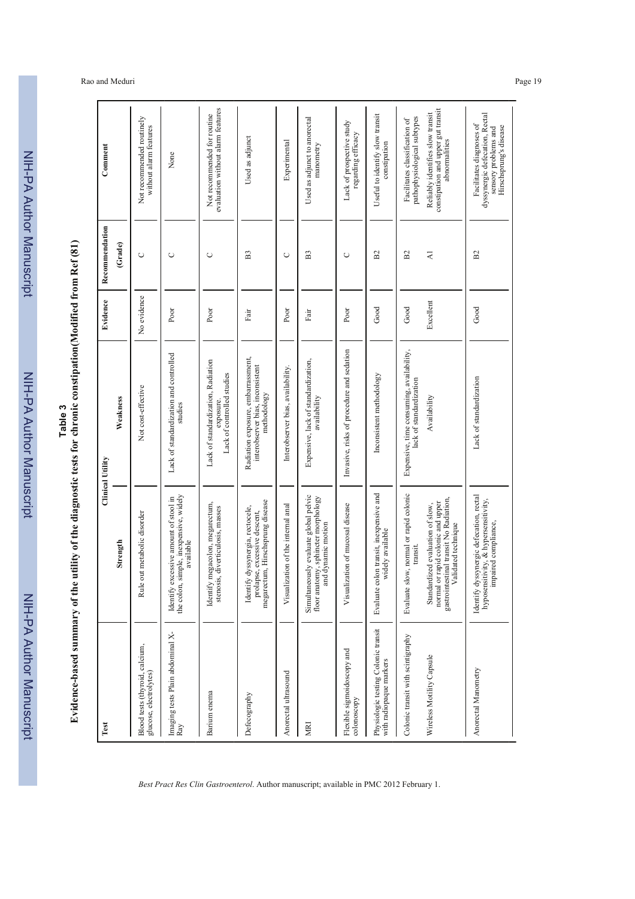## Table 3

**Evidence-based summary of the utility of the diagnostic tests for chronic constipation(Modified from Ref (81)**

| Test | Clinical Utility | | Evidence | Recommendation (Grade) | Comment |
|---|---|---|---|---|---|
| | Strength | Weakness | | | |
| Blood tests (thyroid, calcium, glucose, electrolytes) | Rule out metabolic disorder | Not cost-effective | No evidence | C | Not recommended routinely without alarm features |
| Imaging tests Plain abdominal X-Ray | Identify excessive amount of stool in the colon, simple, inexpensive, widely available | Lack of standardization and controlled studies | Poor | C | None |
| Barium enema | Identify megacolon, megarectum, stenosis, diverticulosis, masses | Lack of standardization, Radiation exposure. Lack of controlled studies | Poor | C | Not recommended for routine evaluation without alarm features |
| Defecography | Identify dyssynergia, rectocele, prolapse, excessive descent, megarectum, Hirschsprung disease | Radiation exposure, embarrassment, interobserver bias, inconsistent methodology | Fair | B3 | Used as adjunct |
| Anorectal ultrasound | Visualization of the internal anal | Interobserver bias, availability. | Poor | C | Experimental |
| MRI | Simultaneously evaluate global pelvic floor anatomy, sphincter morphology and dynamic motion | Expensive, lack of standardization, availability | Fair | B3 | Used as adjunct to anorectal manometry |
| Flexible sigmoidoscopy and colonoscopy | Visualization of mucosal disease | Invasive, risks of procedure and sedation | Poor | C | Lack of prospective study regarding efficacy |
| Physiologic testing Colonic transit with radiopaque markers | Evaluate colon transit, inexpensive and widely available | Inconsistent methodology | Good | B2 | Useful to identify slow transit constipation |
| Colonic transit with scintigraphy | Evaluate slow, normal or rapid colonic transit. | Expensive, time consuming, availability, lack of standardization | Good | B2 | Facilitates classification of pathophysiological subtypes |
| Wireless Motility Capsule | Standardized evaluation of slow, normal or rapid colonic and upper gastrointestinal transit No Radiation, Validated technique | Availability | Excellent | A1 | Reliably identifies slow transit constipation and upper gut transit abnormalities |
| Anorectal Manometry | Identify dyssynergic defecation, rectal hyposensitivity, & hypersensitivity, impaired compliance, | Lack of standardization | Good | B2 | Facilitates diagnoses of dyssynergic defecation, Rectal sensory problems and Hirschsprung's disease |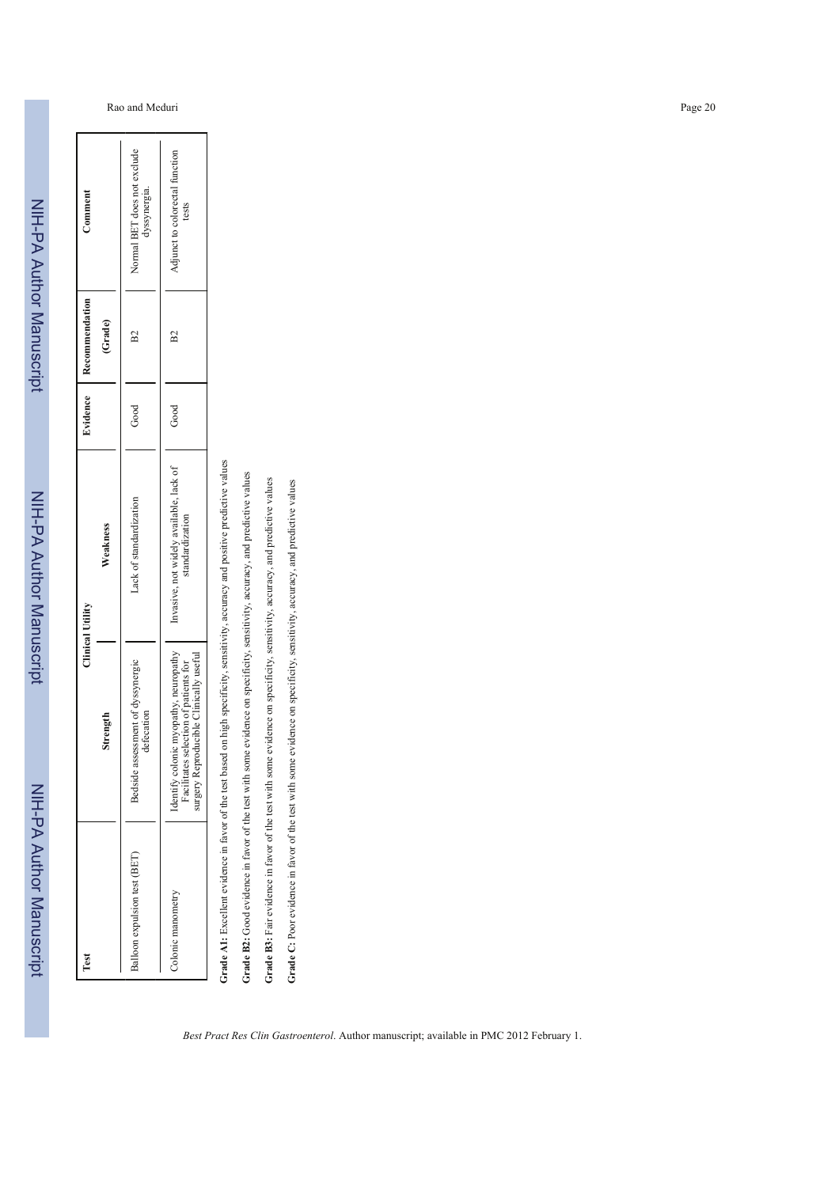| Test | Clinical Utility | | Evidence | Recommendation (Grade) | Comment |
|---|---|---|---|---|---|
| | Strength | Weakness | | | |
| Balloon expulsion test (BET) | Bedside assessment of dyssynergic defecation | Lack of standardization | Good | B2 | Normal BET does not exclude dyssynergia. |
| Colonic manometry | Identify colonic myopathy, neuropathy Facilitates selection of patients for surgery Reproducible Clinically useful | Invasive, not widely available, lack of standardization | Good | B2 | Adjunct to colorectal function tests |

**Grade A1:** Excellent evidence in favor of the test based on high specificity, sensitivity, accuracy and positive predictive values

**Grade B2:** Good evidence in favor of the test with some evidence on specificity, sensitivity, accuracy, and predictive values

**Grade B3:** Fair evidence in favor of the test with some evidence on specificity, sensitivity, accuracy, and predictive values

**Grade C:** Poor evidence in favor of the test with some evidence on specificity, sensitivity, accuracy, and predictive values